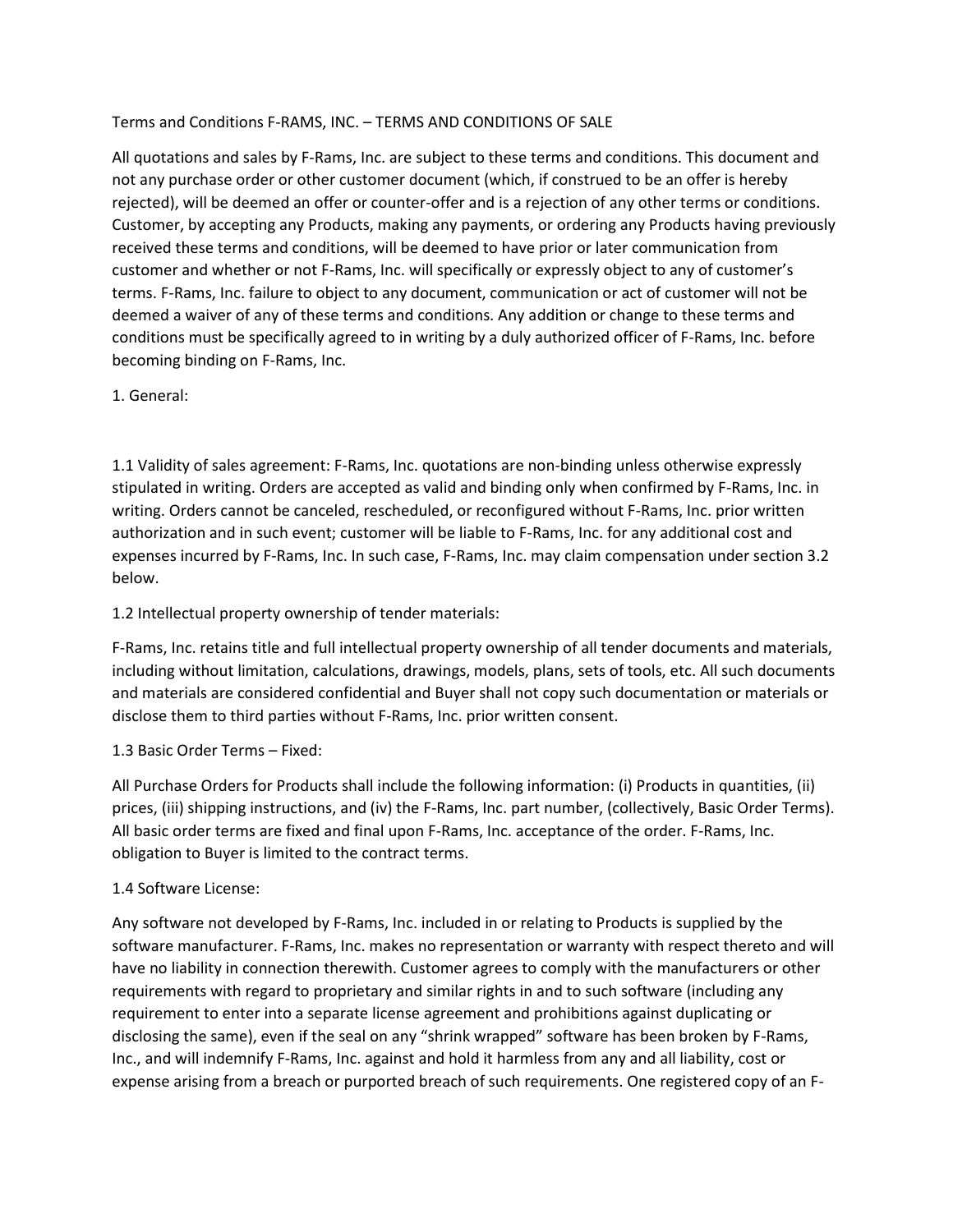Terms and Conditions F-RAMS, INC. – TERMS AND CONDITIONS OF SALE

All quotations and sales by F-Rams, Inc. are subject to these terms and conditions. This document and not any purchase order or other customer document (which, if construed to be an offer is hereby rejected), will be deemed an offer or counter-offer and is a rejection of any other terms or conditions. Customer, by accepting any Products, making any payments, or ordering any Products having previously received these terms and conditions, will be deemed to have prior or later communication from customer and whether or not F-Rams, Inc. will specifically or expressly object to any of customer's terms. F-Rams, Inc. failure to object to any document, communication or act of customer will not be deemed a waiver of any of these terms and conditions. Any addition or change to these terms and conditions must be specifically agreed to in writing by a duly authorized officer of F-Rams, Inc. before becoming binding on F-Rams, Inc.

1. General:

1.1 Validity of sales agreement: F-Rams, Inc. quotations are non-binding unless otherwise expressly stipulated in writing. Orders are accepted as valid and binding only when confirmed by F-Rams, Inc. in writing. Orders cannot be canceled, rescheduled, or reconfigured without F-Rams, Inc. prior written authorization and in such event; customer will be liable to F-Rams, Inc. for any additional cost and expenses incurred by F-Rams, Inc. In such case, F-Rams, Inc. may claim compensation under section 3.2 below.

1.2 Intellectual property ownership of tender materials:

F-Rams, Inc. retains title and full intellectual property ownership of all tender documents and materials, including without limitation, calculations, drawings, models, plans, sets of tools, etc. All such documents and materials are considered confidential and Buyer shall not copy such documentation or materials or disclose them to third parties without F-Rams, Inc. prior written consent.

1.3 Basic Order Terms – Fixed:

All Purchase Orders for Products shall include the following information: (i) Products in quantities, (ii) prices, (iii) shipping instructions, and (iv) the F-Rams, Inc. part number, (collectively, Basic Order Terms). All basic order terms are fixed and final upon F-Rams, Inc. acceptance of the order. F-Rams, Inc. obligation to Buyer is limited to the contract terms.

1.4 Software License:

Any software not developed by F-Rams, Inc. included in or relating to Products is supplied by the software manufacturer. F-Rams, Inc. makes no representation or warranty with respect thereto and will have no liability in connection therewith. Customer agrees to comply with the manufacturers or other requirements with regard to proprietary and similar rights in and to such software (including any requirement to enter into a separate license agreement and prohibitions against duplicating or disclosing the same), even if the seal on any "shrink wrapped" software has been broken by F-Rams, Inc., and will indemnify F-Rams, Inc. against and hold it harmless from any and all liability, cost or expense arising from a breach or purported breach of such requirements. One registered copy of an F-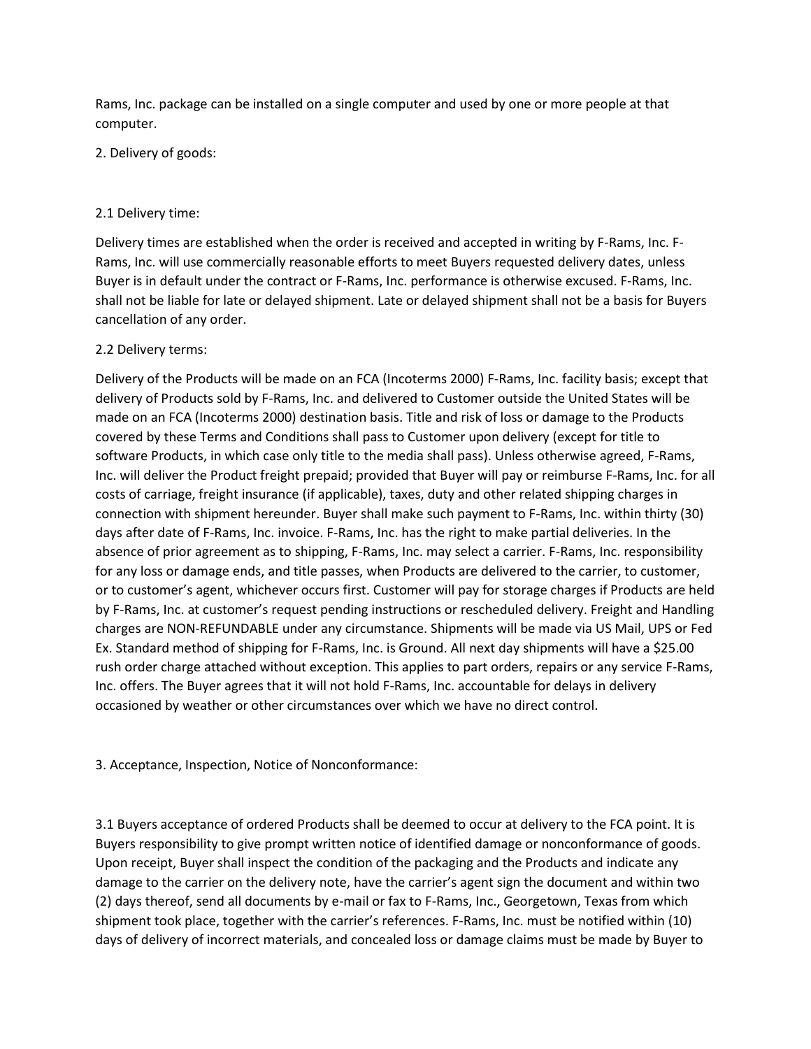Rams, Inc. package can be installed on a single computer and used by one or more people at that computer.

2. Delivery of goods:

2.1 Delivery time:

Delivery times are established when the order is received and accepted in writing by F-Rams, Inc. F-Rams, Inc. will use commercially reasonable efforts to meet Buyers requested delivery dates, unless Buyer is in default under the contract or F-Rams, Inc. performance is otherwise excused. F-Rams, Inc. shall not be liable for late or delayed shipment. Late or delayed shipment shall not be a basis for Buyers cancellation of any order.

2.2 Delivery terms:

Delivery of the Products will be made on an FCA (Incoterms 2000) F-Rams, Inc. facility basis; except that delivery of Products sold by F-Rams, Inc. and delivered to Customer outside the United States will be made on an FCA (Incoterms 2000) destination basis. Title and risk of loss or damage to the Products covered by these Terms and Conditions shall pass to Customer upon delivery (except for title to software Products, in which case only title to the media shall pass). Unless otherwise agreed, F-Rams, Inc. will deliver the Product freight prepaid; provided that Buyer will pay or reimburse F-Rams, Inc. for all costs of carriage, freight insurance (if applicable), taxes, duty and other related shipping charges in connection with shipment hereunder. Buyer shall make such payment to F-Rams, Inc. within thirty (30) days after date of F-Rams, Inc. invoice. F-Rams, Inc. has the right to make partial deliveries. In the absence of prior agreement as to shipping, F-Rams, Inc. may select a carrier. F-Rams, Inc. responsibility for any loss or damage ends, and title passes, when Products are delivered to the carrier, to customer, or to customer's agent, whichever occurs first. Customer will pay for storage charges if Products are held by F-Rams, Inc. at customer's request pending instructions or rescheduled delivery. Freight and Handling charges are NON-REFUNDABLE under any circumstance. Shipments will be made via US Mail, UPS or Fed Ex. Standard method of shipping for F-Rams, Inc. is Ground. All next day shipments will have a $25.00 rush order charge attached without exception. This applies to part orders, repairs or any service F-Rams, Inc. offers. The Buyer agrees that it will not hold F-Rams, Inc. accountable for delays in delivery occasioned by weather or other circumstances over which we have no direct control.

3. Acceptance, Inspection, Notice of Nonconformance:

3.1 Buyers acceptance of ordered Products shall be deemed to occur at delivery to the FCA point. It is Buyers responsibility to give prompt written notice of identified damage or nonconformance of goods. Upon receipt, Buyer shall inspect the condition of the packaging and the Products and indicate any damage to the carrier on the delivery note, have the carrier's agent sign the document and within two (2) days thereof, send all documents by e-mail or fax to F-Rams, Inc., Georgetown, Texas from which shipment took place, together with the carrier's references. F-Rams, Inc. must be notified within (10) days of delivery of incorrect materials, and concealed loss or damage claims must be made by Buyer to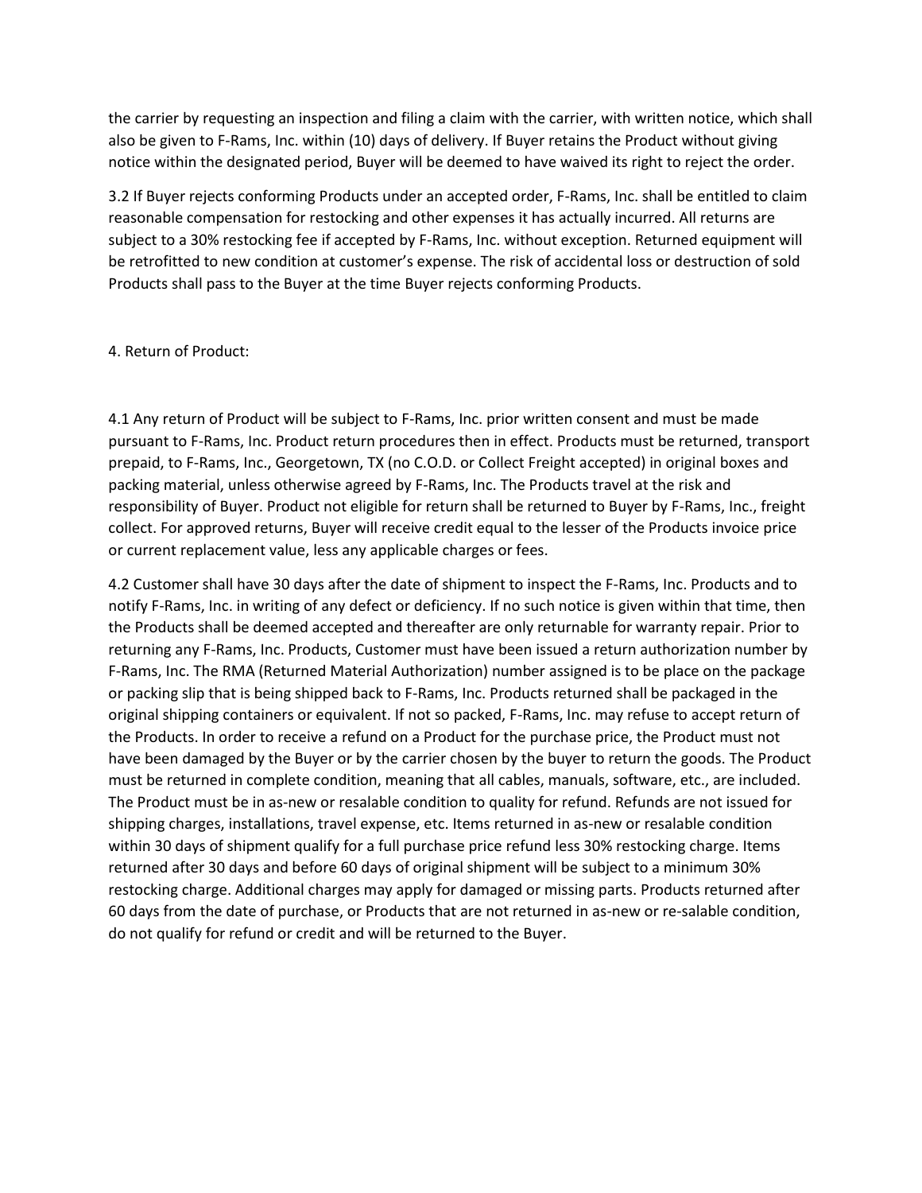the carrier by requesting an inspection and filing a claim with the carrier, with written notice, which shall also be given to F-Rams, Inc. within (10) days of delivery. If Buyer retains the Product without giving notice within the designated period, Buyer will be deemed to have waived its right to reject the order.

3.2 If Buyer rejects conforming Products under an accepted order, F-Rams, Inc. shall be entitled to claim reasonable compensation for restocking and other expenses it has actually incurred. All returns are subject to a 30% restocking fee if accepted by F-Rams, Inc. without exception. Returned equipment will be retrofitted to new condition at customer's expense. The risk of accidental loss or destruction of sold Products shall pass to the Buyer at the time Buyer rejects conforming Products.

4. Return of Product:

4.1 Any return of Product will be subject to F-Rams, Inc. prior written consent and must be made pursuant to F-Rams, Inc. Product return procedures then in effect. Products must be returned, transport prepaid, to F-Rams, Inc., Georgetown, TX (no C.O.D. or Collect Freight accepted) in original boxes and packing material, unless otherwise agreed by F-Rams, Inc. The Products travel at the risk and responsibility of Buyer. Product not eligible for return shall be returned to Buyer by F-Rams, Inc., freight collect. For approved returns, Buyer will receive credit equal to the lesser of the Products invoice price or current replacement value, less any applicable charges or fees.

4.2 Customer shall have 30 days after the date of shipment to inspect the F-Rams, Inc. Products and to notify F-Rams, Inc. in writing of any defect or deficiency. If no such notice is given within that time, then the Products shall be deemed accepted and thereafter are only returnable for warranty repair. Prior to returning any F-Rams, Inc. Products, Customer must have been issued a return authorization number by F-Rams, Inc. The RMA (Returned Material Authorization) number assigned is to be place on the package or packing slip that is being shipped back to F-Rams, Inc. Products returned shall be packaged in the original shipping containers or equivalent. If not so packed, F-Rams, Inc. may refuse to accept return of the Products. In order to receive a refund on a Product for the purchase price, the Product must not have been damaged by the Buyer or by the carrier chosen by the buyer to return the goods. The Product must be returned in complete condition, meaning that all cables, manuals, software, etc., are included. The Product must be in as-new or resalable condition to quality for refund. Refunds are not issued for shipping charges, installations, travel expense, etc. Items returned in as-new or resalable condition within 30 days of shipment qualify for a full purchase price refund less 30% restocking charge. Items returned after 30 days and before 60 days of original shipment will be subject to a minimum 30% restocking charge. Additional charges may apply for damaged or missing parts. Products returned after 60 days from the date of purchase, or Products that are not returned in as-new or re-salable condition, do not qualify for refund or credit and will be returned to the Buyer.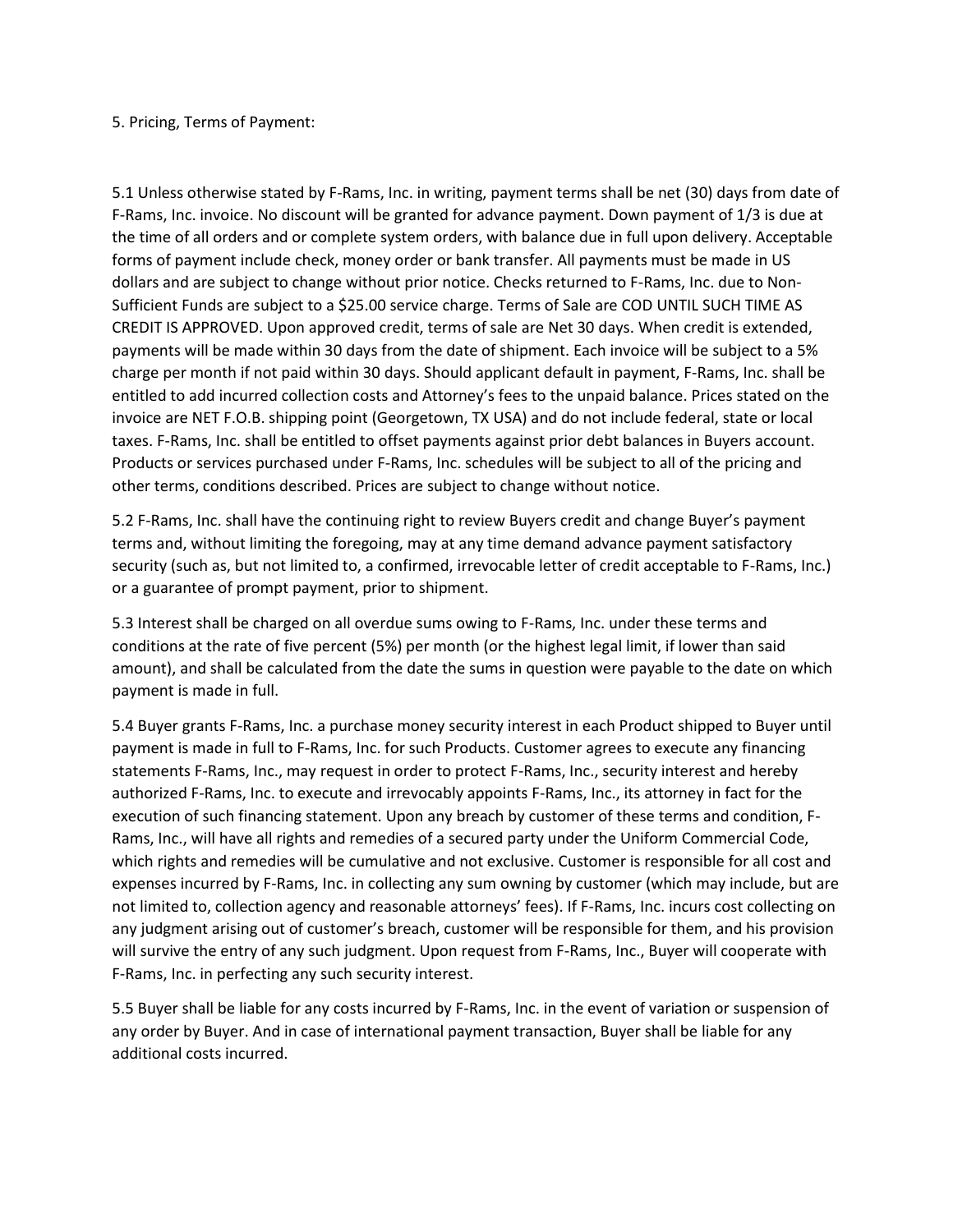5. Pricing, Terms of Payment:

5.1 Unless otherwise stated by F-Rams, Inc. in writing, payment terms shall be net (30) days from date of F-Rams, Inc. invoice. No discount will be granted for advance payment. Down payment of 1/3 is due at the time of all orders and or complete system orders, with balance due in full upon delivery. Acceptable forms of payment include check, money order or bank transfer. All payments must be made in US dollars and are subject to change without prior notice. Checks returned to F-Rams, Inc. due to Non-Sufficient Funds are subject to a $25.00 service charge. Terms of Sale are COD UNTIL SUCH TIME AS CREDIT IS APPROVED. Upon approved credit, terms of sale are Net 30 days. When credit is extended, payments will be made within 30 days from the date of shipment. Each invoice will be subject to a 5% charge per month if not paid within 30 days. Should applicant default in payment, F-Rams, Inc. shall be entitled to add incurred collection costs and Attorney's fees to the unpaid balance. Prices stated on the invoice are NET F.O.B. shipping point (Georgetown, TX USA) and do not include federal, state or local taxes. F-Rams, Inc. shall be entitled to offset payments against prior debt balances in Buyers account. Products or services purchased under F-Rams, Inc. schedules will be subject to all of the pricing and other terms, conditions described. Prices are subject to change without notice.

5.2 F-Rams, Inc. shall have the continuing right to review Buyers credit and change Buyer's payment terms and, without limiting the foregoing, may at any time demand advance payment satisfactory security (such as, but not limited to, a confirmed, irrevocable letter of credit acceptable to F-Rams, Inc.) or a guarantee of prompt payment, prior to shipment.

5.3 Interest shall be charged on all overdue sums owing to F-Rams, Inc. under these terms and conditions at the rate of five percent (5%) per month (or the highest legal limit, if lower than said amount), and shall be calculated from the date the sums in question were payable to the date on which payment is made in full.

5.4 Buyer grants F-Rams, Inc. a purchase money security interest in each Product shipped to Buyer until payment is made in full to F-Rams, Inc. for such Products. Customer agrees to execute any financing statements F-Rams, Inc., may request in order to protect F-Rams, Inc., security interest and hereby authorized F-Rams, Inc. to execute and irrevocably appoints F-Rams, Inc., its attorney in fact for the execution of such financing statement. Upon any breach by customer of these terms and condition, F-Rams, Inc., will have all rights and remedies of a secured party under the Uniform Commercial Code, which rights and remedies will be cumulative and not exclusive. Customer is responsible for all cost and expenses incurred by F-Rams, Inc. in collecting any sum owning by customer (which may include, but are not limited to, collection agency and reasonable attorneys' fees). If F-Rams, Inc. incurs cost collecting on any judgment arising out of customer's breach, customer will be responsible for them, and his provision will survive the entry of any such judgment. Upon request from F-Rams, Inc., Buyer will cooperate with F-Rams, Inc. in perfecting any such security interest.

5.5 Buyer shall be liable for any costs incurred by F-Rams, Inc. in the event of variation or suspension of any order by Buyer. And in case of international payment transaction, Buyer shall be liable for any additional costs incurred.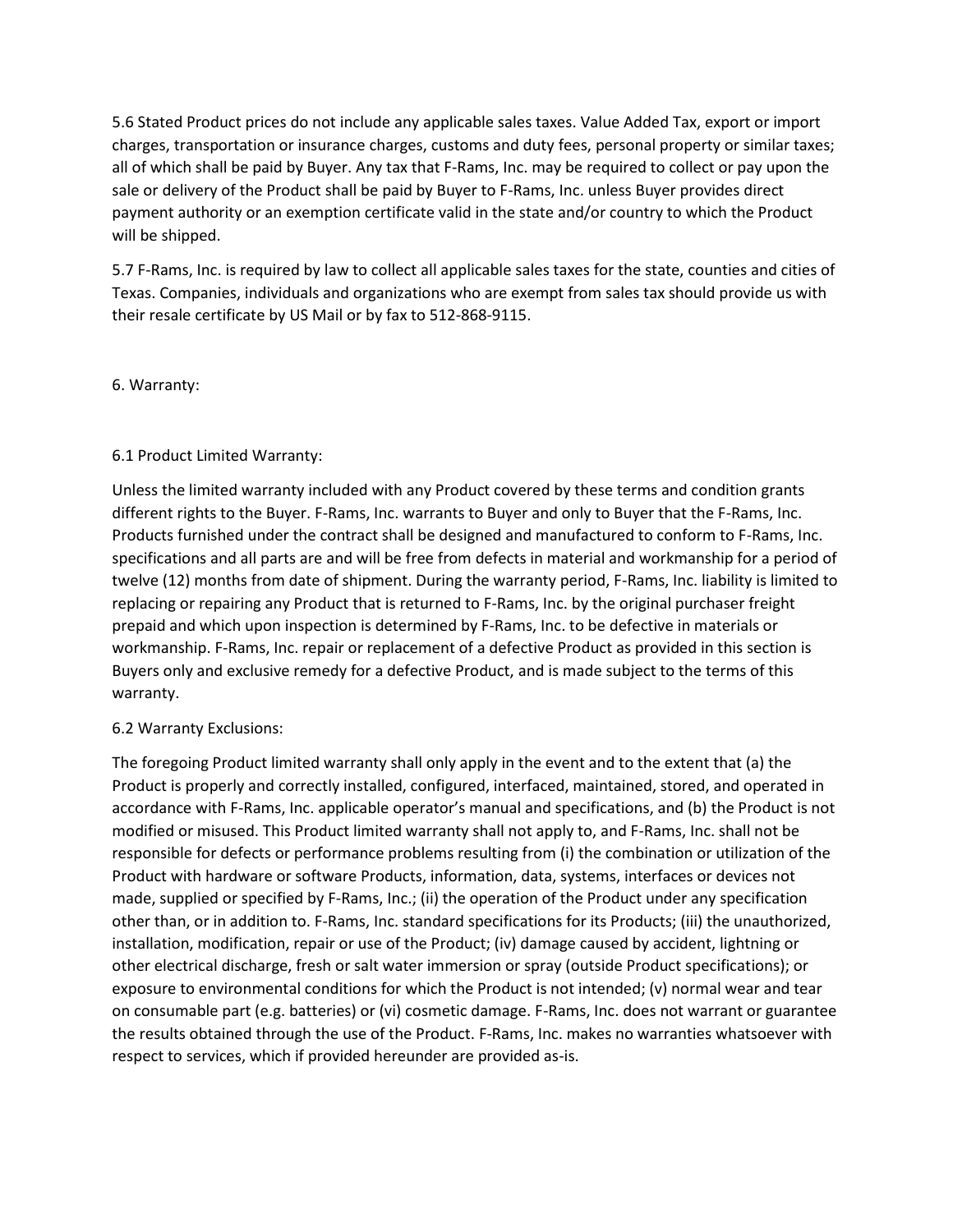5.6 Stated Product prices do not include any applicable sales taxes. Value Added Tax, export or import charges, transportation or insurance charges, customs and duty fees, personal property or similar taxes; all of which shall be paid by Buyer. Any tax that F-Rams, Inc. may be required to collect or pay upon the sale or delivery of the Product shall be paid by Buyer to F-Rams, Inc. unless Buyer provides direct payment authority or an exemption certificate valid in the state and/or country to which the Product will be shipped.

5.7 F-Rams, Inc. is required by law to collect all applicable sales taxes for the state, counties and cities of Texas. Companies, individuals and organizations who are exempt from sales tax should provide us with their resale certificate by US Mail or by fax to 512-868-9115.

## 6. Warranty:

### 6.1 Product Limited Warranty:

Unless the limited warranty included with any Product covered by these terms and condition grants different rights to the Buyer. F-Rams, Inc. warrants to Buyer and only to Buyer that the F-Rams, Inc. Products furnished under the contract shall be designed and manufactured to conform to F-Rams, Inc. specifications and all parts are and will be free from defects in material and workmanship for a period of twelve (12) months from date of shipment. During the warranty period, F-Rams, Inc. liability is limited to replacing or repairing any Product that is returned to F-Rams, Inc. by the original purchaser freight prepaid and which upon inspection is determined by F-Rams, Inc. to be defective in materials or workmanship. F-Rams, Inc. repair or replacement of a defective Product as provided in this section is Buyers only and exclusive remedy for a defective Product, and is made subject to the terms of this warranty.

### 6.2 Warranty Exclusions:

The foregoing Product limited warranty shall only apply in the event and to the extent that (a) the Product is properly and correctly installed, configured, interfaced, maintained, stored, and operated in accordance with F-Rams, Inc. applicable operator's manual and specifications, and (b) the Product is not modified or misused. This Product limited warranty shall not apply to, and F-Rams, Inc. shall not be responsible for defects or performance problems resulting from (i) the combination or utilization of the Product with hardware or software Products, information, data, systems, interfaces or devices not made, supplied or specified by F-Rams, Inc.; (ii) the operation of the Product under any specification other than, or in addition to. F-Rams, Inc. standard specifications for its Products; (iii) the unauthorized, installation, modification, repair or use of the Product; (iv) damage caused by accident, lightning or other electrical discharge, fresh or salt water immersion or spray (outside Product specifications); or exposure to environmental conditions for which the Product is not intended; (v) normal wear and tear on consumable part (e.g. batteries) or (vi) cosmetic damage. F-Rams, Inc. does not warrant or guarantee the results obtained through the use of the Product. F-Rams, Inc. makes no warranties whatsoever with respect to services, which if provided hereunder are provided as-is.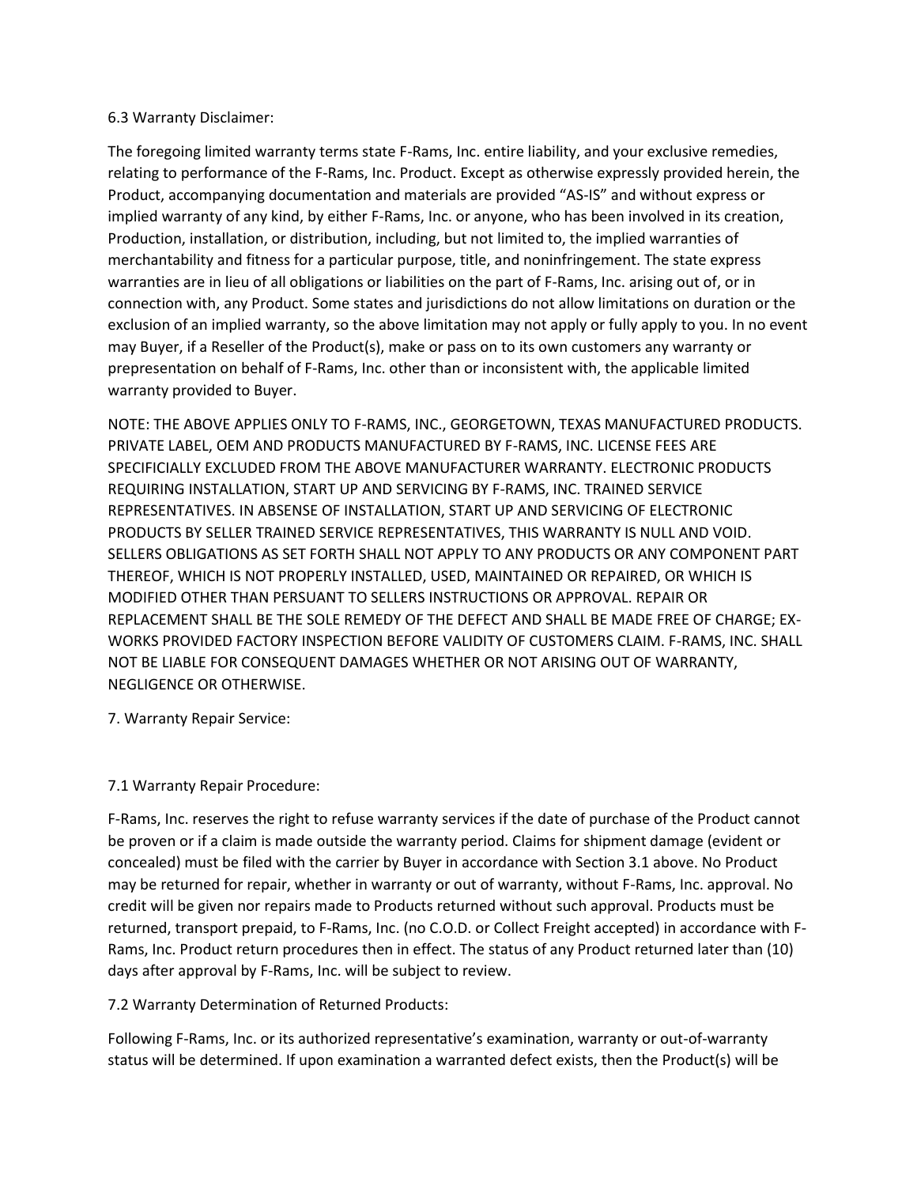6.3 Warranty Disclaimer:

The foregoing limited warranty terms state F-Rams, Inc. entire liability, and your exclusive remedies, relating to performance of the F-Rams, Inc. Product. Except as otherwise expressly provided herein, the Product, accompanying documentation and materials are provided "AS-IS" and without express or implied warranty of any kind, by either F-Rams, Inc. or anyone, who has been involved in its creation, Production, installation, or distribution, including, but not limited to, the implied warranties of merchantability and fitness for a particular purpose, title, and noninfringement. The state express warranties are in lieu of all obligations or liabilities on the part of F-Rams, Inc. arising out of, or in connection with, any Product. Some states and jurisdictions do not allow limitations on duration or the exclusion of an implied warranty, so the above limitation may not apply or fully apply to you. In no event may Buyer, if a Reseller of the Product(s), make or pass on to its own customers any warranty or prepresentation on behalf of F-Rams, Inc. other than or inconsistent with, the applicable limited warranty provided to Buyer.

NOTE: THE ABOVE APPLIES ONLY TO F-RAMS, INC., GEORGETOWN, TEXAS MANUFACTURED PRODUCTS. PRIVATE LABEL, OEM AND PRODUCTS MANUFACTURED BY F-RAMS, INC. LICENSE FEES ARE SPECIFICIALLY EXCLUDED FROM THE ABOVE MANUFACTURER WARRANTY. ELECTRONIC PRODUCTS REQUIRING INSTALLATION, START UP AND SERVICING BY F-RAMS, INC. TRAINED SERVICE REPRESENTATIVES. IN ABSENSE OF INSTALLATION, START UP AND SERVICING OF ELECTRONIC PRODUCTS BY SELLER TRAINED SERVICE REPRESENTATIVES, THIS WARRANTY IS NULL AND VOID. SELLERS OBLIGATIONS AS SET FORTH SHALL NOT APPLY TO ANY PRODUCTS OR ANY COMPONENT PART THEREOF, WHICH IS NOT PROPERLY INSTALLED, USED, MAINTAINED OR REPAIRED, OR WHICH IS MODIFIED OTHER THAN PERSUANT TO SELLERS INSTRUCTIONS OR APPROVAL. REPAIR OR REPLACEMENT SHALL BE THE SOLE REMEDY OF THE DEFECT AND SHALL BE MADE FREE OF CHARGE; EX-WORKS PROVIDED FACTORY INSPECTION BEFORE VALIDITY OF CUSTOMERS CLAIM. F-RAMS, INC. SHALL NOT BE LIABLE FOR CONSEQUENT DAMAGES WHETHER OR NOT ARISING OUT OF WARRANTY, NEGLIGENCE OR OTHERWISE.

7. Warranty Repair Service:

7.1 Warranty Repair Procedure:

F-Rams, Inc. reserves the right to refuse warranty services if the date of purchase of the Product cannot be proven or if a claim is made outside the warranty period. Claims for shipment damage (evident or concealed) must be filed with the carrier by Buyer in accordance with Section 3.1 above. No Product may be returned for repair, whether in warranty or out of warranty, without F-Rams, Inc. approval. No credit will be given nor repairs made to Products returned without such approval. Products must be returned, transport prepaid, to F-Rams, Inc. (no C.O.D. or Collect Freight accepted) in accordance with F-Rams, Inc. Product return procedures then in effect. The status of any Product returned later than (10) days after approval by F-Rams, Inc. will be subject to review.

7.2 Warranty Determination of Returned Products:

Following F-Rams, Inc. or its authorized representative's examination, warranty or out-of-warranty status will be determined. If upon examination a warranted defect exists, then the Product(s) will be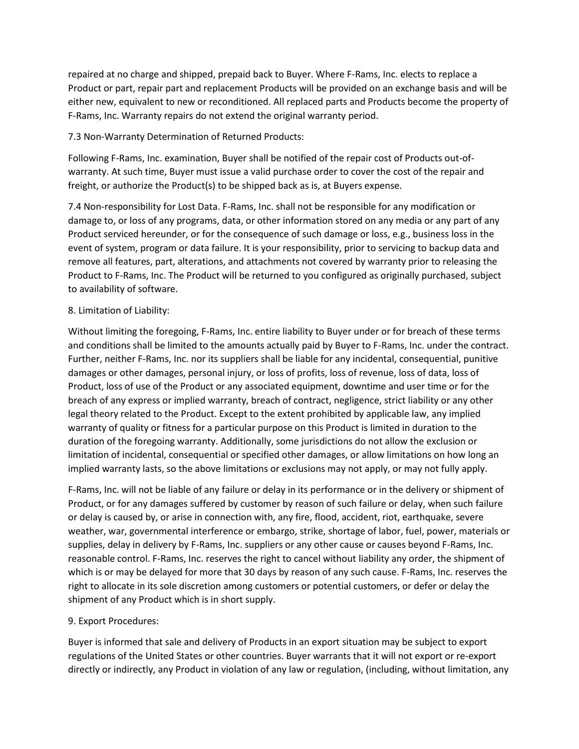repaired at no charge and shipped, prepaid back to Buyer. Where F-Rams, Inc. elects to replace a Product or part, repair part and replacement Products will be provided on an exchange basis and will be either new, equivalent to new or reconditioned. All replaced parts and Products become the property of F-Rams, Inc. Warranty repairs do not extend the original warranty period.

7.3 Non-Warranty Determination of Returned Products:

Following F-Rams, Inc. examination, Buyer shall be notified of the repair cost of Products out-of-warranty. At such time, Buyer must issue a valid purchase order to cover the cost of the repair and freight, or authorize the Product(s) to be shipped back as is, at Buyers expense.

7.4 Non-responsibility for Lost Data. F-Rams, Inc. shall not be responsible for any modification or damage to, or loss of any programs, data, or other information stored on any media or any part of any Product serviced hereunder, or for the consequence of such damage or loss, e.g., business loss in the event of system, program or data failure. It is your responsibility, prior to servicing to backup data and remove all features, part, alterations, and attachments not covered by warranty prior to releasing the Product to F-Rams, Inc. The Product will be returned to you configured as originally purchased, subject to availability of software.

8. Limitation of Liability:

Without limiting the foregoing, F-Rams, Inc. entire liability to Buyer under or for breach of these terms and conditions shall be limited to the amounts actually paid by Buyer to F-Rams, Inc. under the contract. Further, neither F-Rams, Inc. nor its suppliers shall be liable for any incidental, consequential, punitive damages or other damages, personal injury, or loss of profits, loss of revenue, loss of data, loss of Product, loss of use of the Product or any associated equipment, downtime and user time or for the breach of any express or implied warranty, breach of contract, negligence, strict liability or any other legal theory related to the Product. Except to the extent prohibited by applicable law, any implied warranty of quality or fitness for a particular purpose on this Product is limited in duration to the duration of the foregoing warranty. Additionally, some jurisdictions do not allow the exclusion or limitation of incidental, consequential or specified other damages, or allow limitations on how long an implied warranty lasts, so the above limitations or exclusions may not apply, or may not fully apply.

F-Rams, Inc. will not be liable of any failure or delay in its performance or in the delivery or shipment of Product, or for any damages suffered by customer by reason of such failure or delay, when such failure or delay is caused by, or arise in connection with, any fire, flood, accident, riot, earthquake, severe weather, war, governmental interference or embargo, strike, shortage of labor, fuel, power, materials or supplies, delay in delivery by F-Rams, Inc. suppliers or any other cause or causes beyond F-Rams, Inc. reasonable control. F-Rams, Inc. reserves the right to cancel without liability any order, the shipment of which is or may be delayed for more that 30 days by reason of any such cause. F-Rams, Inc. reserves the right to allocate in its sole discretion among customers or potential customers, or defer or delay the shipment of any Product which is in short supply.

9. Export Procedures:

Buyer is informed that sale and delivery of Products in an export situation may be subject to export regulations of the United States or other countries. Buyer warrants that it will not export or re-export directly or indirectly, any Product in violation of any law or regulation, (including, without limitation, any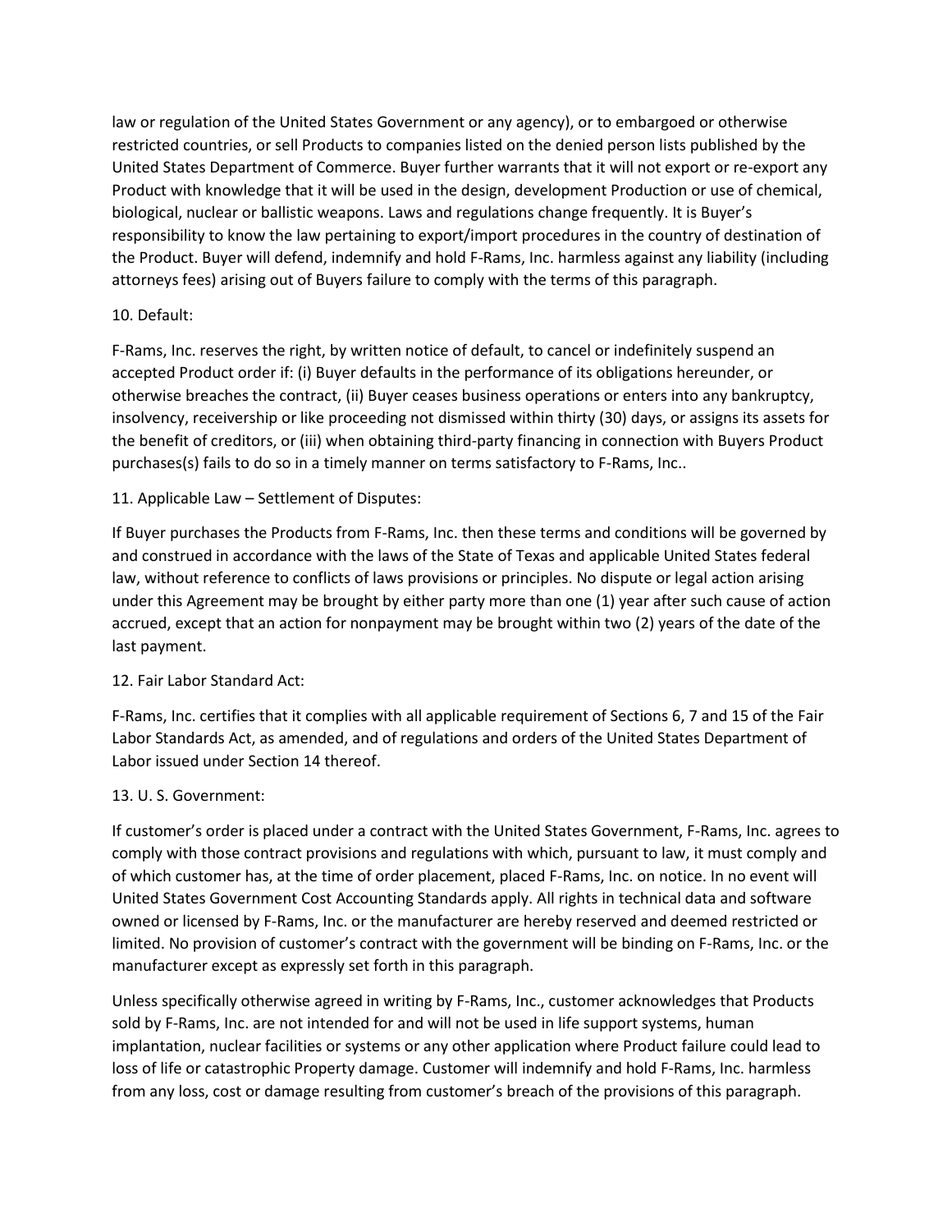law or regulation of the United States Government or any agency), or to embargoed or otherwise restricted countries, or sell Products to companies listed on the denied person lists published by the United States Department of Commerce. Buyer further warrants that it will not export or re-export any Product with knowledge that it will be used in the design, development Production or use of chemical, biological, nuclear or ballistic weapons. Laws and regulations change frequently. It is Buyer's responsibility to know the law pertaining to export/import procedures in the country of destination of the Product. Buyer will defend, indemnify and hold F-Rams, Inc. harmless against any liability (including attorneys fees) arising out of Buyers failure to comply with the terms of this paragraph.

10. Default:

F-Rams, Inc. reserves the right, by written notice of default, to cancel or indefinitely suspend an accepted Product order if: (i) Buyer defaults in the performance of its obligations hereunder, or otherwise breaches the contract, (ii) Buyer ceases business operations or enters into any bankruptcy, insolvency, receivership or like proceeding not dismissed within thirty (30) days, or assigns its assets for the benefit of creditors, or (iii) when obtaining third-party financing in connection with Buyers Product purchases(s) fails to do so in a timely manner on terms satisfactory to F-Rams, Inc..

11. Applicable Law – Settlement of Disputes:

If Buyer purchases the Products from F-Rams, Inc. then these terms and conditions will be governed by and construed in accordance with the laws of the State of Texas and applicable United States federal law, without reference to conflicts of laws provisions or principles. No dispute or legal action arising under this Agreement may be brought by either party more than one (1) year after such cause of action accrued, except that an action for nonpayment may be brought within two (2) years of the date of the last payment.

12. Fair Labor Standard Act:

F-Rams, Inc. certifies that it complies with all applicable requirement of Sections 6, 7 and 15 of the Fair Labor Standards Act, as amended, and of regulations and orders of the United States Department of Labor issued under Section 14 thereof.

13. U. S. Government:

If customer's order is placed under a contract with the United States Government, F-Rams, Inc. agrees to comply with those contract provisions and regulations with which, pursuant to law, it must comply and of which customer has, at the time of order placement, placed F-Rams, Inc. on notice. In no event will United States Government Cost Accounting Standards apply. All rights in technical data and software owned or licensed by F-Rams, Inc. or the manufacturer are hereby reserved and deemed restricted or limited. No provision of customer's contract with the government will be binding on F-Rams, Inc. or the manufacturer except as expressly set forth in this paragraph.

Unless specifically otherwise agreed in writing by F-Rams, Inc., customer acknowledges that Products sold by F-Rams, Inc. are not intended for and will not be used in life support systems, human implantation, nuclear facilities or systems or any other application where Product failure could lead to loss of life or catastrophic Property damage. Customer will indemnify and hold F-Rams, Inc. harmless from any loss, cost or damage resulting from customer's breach of the provisions of this paragraph.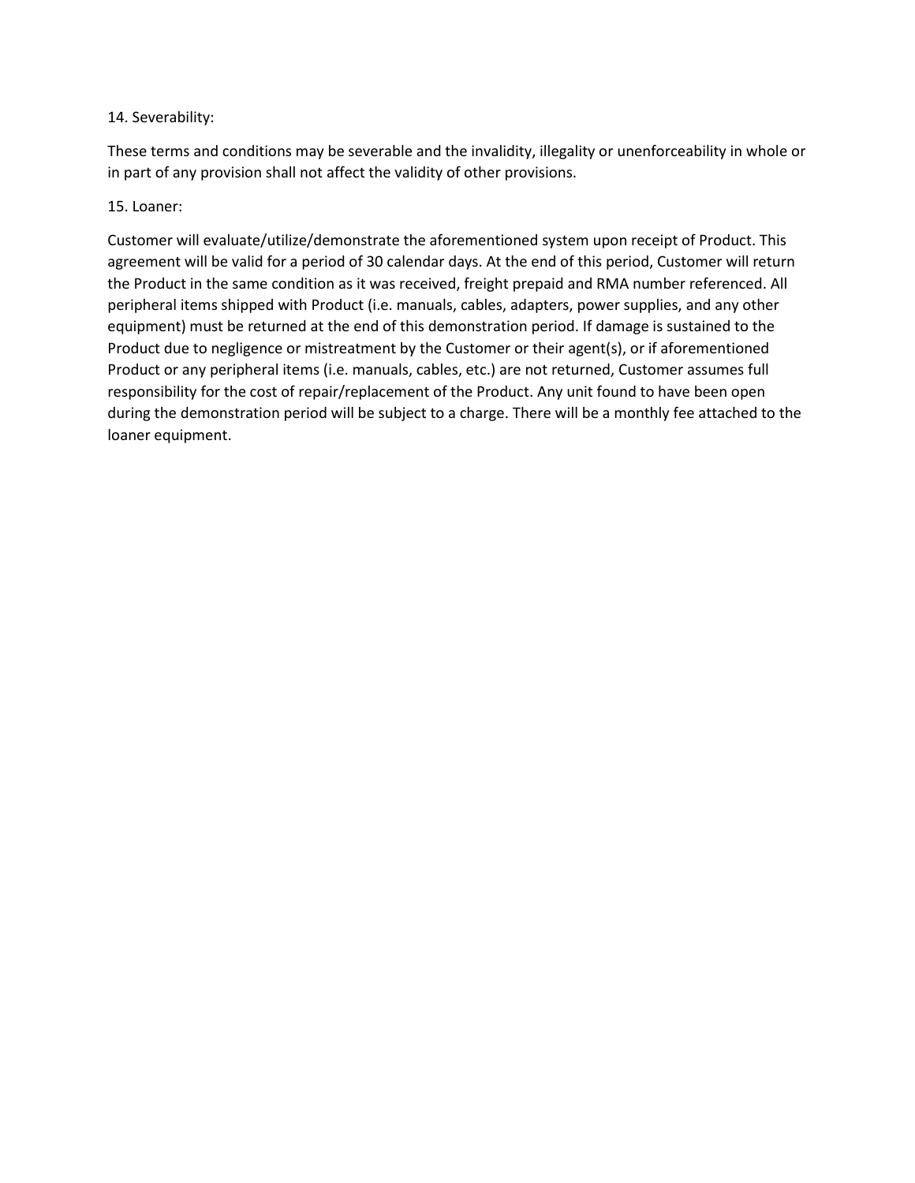14. Severability:

These terms and conditions may be severable and the invalidity, illegality or unenforceability in whole or in part of any provision shall not affect the validity of other provisions.

15. Loaner:

Customer will evaluate/utilize/demonstrate the aforementioned system upon receipt of Product. This agreement will be valid for a period of 30 calendar days. At the end of this period, Customer will return the Product in the same condition as it was received, freight prepaid and RMA number referenced. All peripheral items shipped with Product (i.e. manuals, cables, adapters, power supplies, and any other equipment) must be returned at the end of this demonstration period. If damage is sustained to the Product due to negligence or mistreatment by the Customer or their agent(s), or if aforementioned Product or any peripheral items (i.e. manuals, cables, etc.) are not returned, Customer assumes full responsibility for the cost of repair/replacement of the Product. Any unit found to have been open during the demonstration period will be subject to a charge. There will be a monthly fee attached to the loaner equipment.